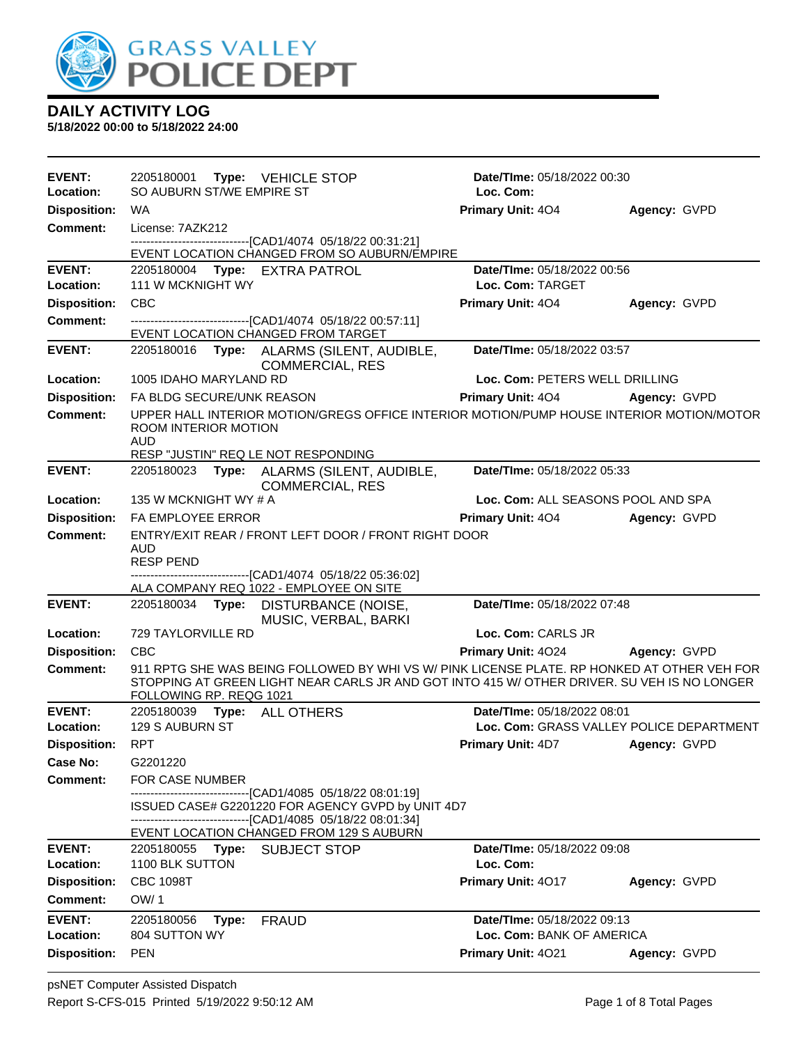# DAILY ACTIVITY LOG

**5/18/2022 00:00 to 5/18/2022 24:00**

---

**EVENT:** 2205180001 **Type:** VEHICLE STOP **Date/TIme:** 05/18/2022 00:30
**Location:** SO AUBURN ST/WE EMPIRE ST **Loc. Com:**
**Disposition:** WA **Primary Unit:** 4O4 **Agency:** GVPD
**Comment:** License: 7AZK212
------------------------------[CAD1/4074 05/18/22 00:31:21]
EVENT LOCATION CHANGED FROM SO AUBURN/EMPIRE

---

**EVENT:** 2205180004 **Type:** EXTRA PATROL **Date/TIme:** 05/18/2022 00:56
**Location:** 111 W MCKNIGHT WY **Loc. Com:** TARGET
**Disposition:** CBC **Primary Unit:** 4O4 **Agency:** GVPD
**Comment:** ------------------------------[CAD1/4074 05/18/22 00:57:11]
EVENT LOCATION CHANGED FROM TARGET

---

**EVENT:** 2205180016 **Type:** ALARMS (SILENT, AUDIBLE, COMMERCIAL, RES **Date/TIme:** 05/18/2022 03:57
**Location:** 1005 IDAHO MARYLAND RD **Loc. Com:** PETERS WELL DRILLING
**Disposition:** FA BLDG SECURE/UNK REASON **Primary Unit:** 4O4 **Agency:** GVPD
**Comment:** UPPER HALL INTERIOR MOTION/GREGS OFFICE INTERIOR MOTION/PUMP HOUSE INTERIOR MOTION/MOTOR ROOM INTERIOR MOTION
AUD
RESP "JUSTIN" REQ LE NOT RESPONDING

---

**EVENT:** 2205180023 **Type:** ALARMS (SILENT, AUDIBLE, COMMERCIAL, RES **Date/TIme:** 05/18/2022 05:33
**Location:** 135 W MCKNIGHT WY # A **Loc. Com:** ALL SEASONS POOL AND SPA
**Disposition:** FA EMPLOYEE ERROR **Primary Unit:** 4O4 **Agency:** GVPD
**Comment:** ENTRY/EXIT REAR / FRONT LEFT DOOR / FRONT RIGHT DOOR
AUD
RESP PEND
------------------------------[CAD1/4074 05/18/22 05:36:02]
ALA COMPANY REQ 1022 - EMPLOYEE ON SITE

---

**EVENT:** 2205180034 **Type:** DISTURBANCE (NOISE, MUSIC, VERBAL, BARKI **Date/TIme:** 05/18/2022 07:48
**Location:** 729 TAYLORVILLE RD **Loc. Com:** CARLS JR
**Disposition:** CBC **Primary Unit:** 4O24 **Agency:** GVPD
**Comment:** 911 RPTG SHE WAS BEING FOLLOWED BY WHI VS W/ PINK LICENSE PLATE. RP HONKED AT OTHER VEH FOR STOPPING AT GREEN LIGHT NEAR CARLS JR AND GOT INTO 415 W/ OTHER DRIVER. SU VEH IS NO LONGER FOLLOWING RP. REQG 1021

---

**EVENT:** 2205180039 **Type:** ALL OTHERS **Date/TIme:** 05/18/2022 08:01
**Location:** 129 S AUBURN ST **Loc. Com:** GRASS VALLEY POLICE DEPARTMENT
**Disposition:** RPT **Primary Unit:** 4D7 **Agency:** GVPD
**Case No:** G2201220
**Comment:** FOR CASE NUMBER
------------------------------[CAD1/4085 05/18/22 08:01:19]
ISSUED CASE# G2201220 FOR AGENCY GVPD by UNIT 4D7
------------------------------[CAD1/4085 05/18/22 08:01:34]
EVENT LOCATION CHANGED FROM 129 S AUBURN

---

**EVENT:** 2205180055 **Type:** SUBJECT STOP **Date/TIme:** 05/18/2022 09:08
**Location:** 1100 BLK SUTTON **Loc. Com:**
**Disposition:** CBC 1098T **Primary Unit:** 4O17 **Agency:** GVPD
**Comment:** OW/ 1

---

**EVENT:** 2205180056 **Type:** FRAUD **Date/TIme:** 05/18/2022 09:13
**Location:** 804 SUTTON WY **Loc. Com:** BANK OF AMERICA
**Disposition:** PEN **Primary Unit:** 4O21 **Agency:** GVPD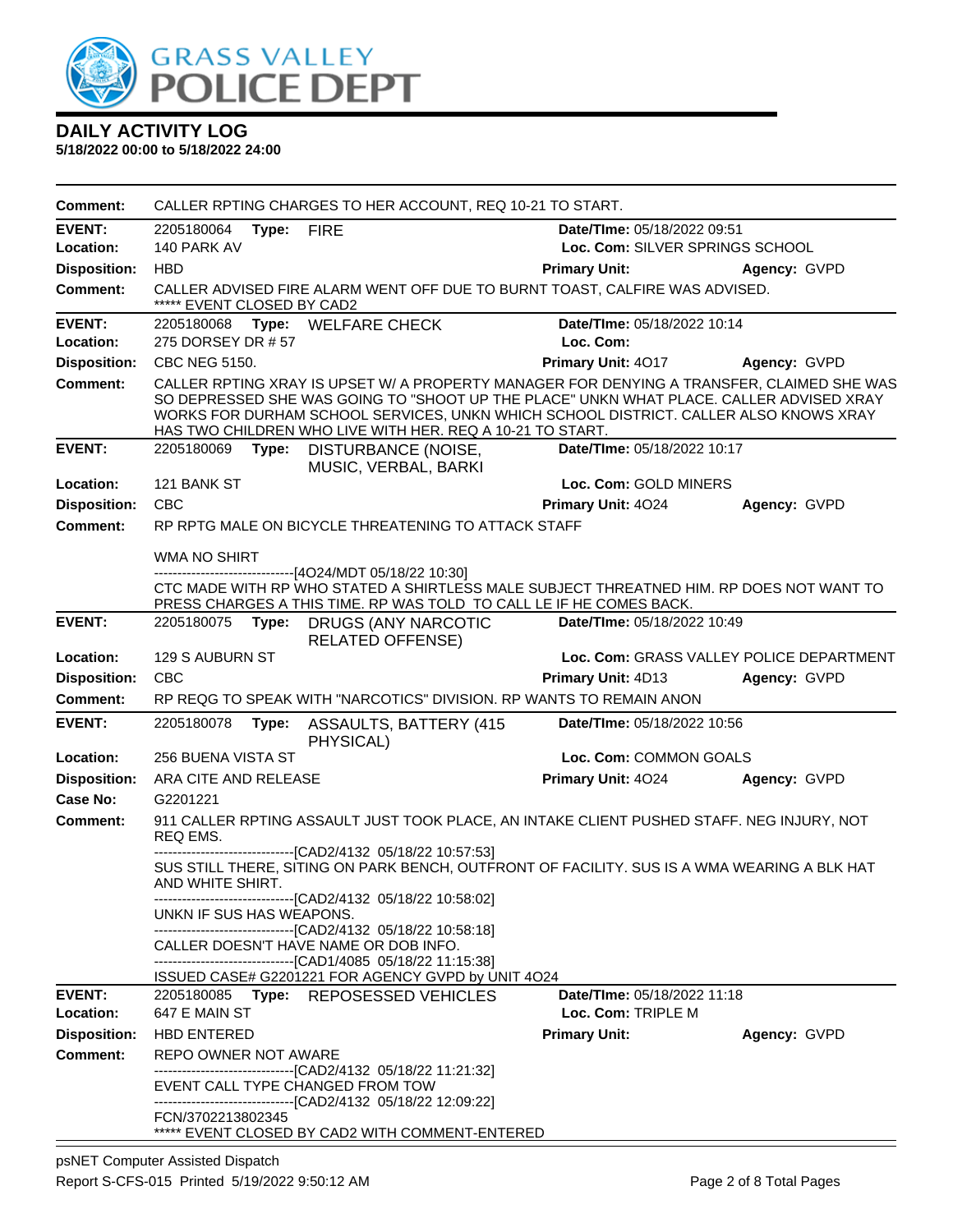# DAILY ACTIVITY LOG

**5/18/2022 00:00 to 5/18/2022 24:00**

**Comment:** CALLER RPTING CHARGES TO HER ACCOUNT, REQ 10-21 TO START.

---

**EVENT:** 2205180064 **Type:** FIRE **Date/TIme:** 05/18/2022 09:51
**Location:** 140 PARK AV **Loc. Com:** SILVER SPRINGS SCHOOL
**Disposition:** HBD **Primary Unit:** **Agency:** GVPD
**Comment:** CALLER ADVISED FIRE ALARM WENT OFF DUE TO BURNT TOAST, CALFIRE WAS ADVISED.
***** EVENT CLOSED BY CAD2

---

**EVENT:** 2205180068 **Type:** WELFARE CHECK **Date/TIme:** 05/18/2022 10:14
**Location:** 275 DORSEY DR # 57 **Loc. Com:**
**Disposition:** CBC NEG 5150. **Primary Unit:** 4O17 **Agency:** GVPD
**Comment:** CALLER RPTING XRAY IS UPSET W/ A PROPERTY MANAGER FOR DENYING A TRANSFER, CLAIMED SHE WAS SO DEPRESSED SHE WAS GOING TO "SHOOT UP THE PLACE" UNKN WHAT PLACE. CALLER ADVISED XRAY WORKS FOR DURHAM SCHOOL SERVICES, UNKN WHICH SCHOOL DISTRICT. CALLER ALSO KNOWS XRAY HAS TWO CHILDREN WHO LIVE WITH HER. REQ A 10-21 TO START.

---

**EVENT:** 2205180069 **Type:** DISTURBANCE (NOISE, MUSIC, VERBAL, BARKI **Date/TIme:** 05/18/2022 10:17
**Location:** 121 BANK ST **Loc. Com:** GOLD MINERS
**Disposition:** CBC **Primary Unit:** 4O24 **Agency:** GVPD
**Comment:** RP RPTG MALE ON BICYCLE THREATENING TO ATTACK STAFF

WMA NO SHIRT

------------------------------[4O24/MDT 05/18/22 10:30]
CTC MADE WITH RP WHO STATED A SHIRTLESS MALE SUBJECT THREATNED HIM. RP DOES NOT WANT TO PRESS CHARGES A THIS TIME. RP WAS TOLD TO CALL LE IF HE COMES BACK.

---

**EVENT:** 2205180075 **Type:** DRUGS (ANY NARCOTIC RELATED OFFENSE) **Date/TIme:** 05/18/2022 10:49
**Location:** 129 S AUBURN ST **Loc. Com:** GRASS VALLEY POLICE DEPARTMENT
**Disposition:** CBC **Primary Unit:** 4D13 **Agency:** GVPD
**Comment:** RP REQG TO SPEAK WITH "NARCOTICS" DIVISION. RP WANTS TO REMAIN ANON

---

**EVENT:** 2205180078 **Type:** ASSAULTS, BATTERY (415 PHYSICAL) **Date/TIme:** 05/18/2022 10:56
**Location:** 256 BUENA VISTA ST **Loc. Com:** COMMON GOALS
**Disposition:** ARA CITE AND RELEASE **Primary Unit:** 4O24 **Agency:** GVPD
**Case No:** G2201221
**Comment:** 911 CALLER RPTING ASSAULT JUST TOOK PLACE, AN INTAKE CLIENT PUSHED STAFF. NEG INJURY, NOT REQ EMS.

------------------------------[CAD2/4132 05/18/22 10:57:53]
SUS STILL THERE, SITING ON PARK BENCH, OUTFRONT OF FACILITY. SUS IS A WMA WEARING A BLK HAT AND WHITE SHIRT.

------------------------------[CAD2/4132 05/18/22 10:58:02]
UNKN IF SUS HAS WEAPONS.

------------------------------[CAD2/4132 05/18/22 10:58:18]
CALLER DOESN'T HAVE NAME OR DOB INFO.

------------------------------[CAD1/4085 05/18/22 11:15:38]
ISSUED CASE# G2201221 FOR AGENCY GVPD by UNIT 4O24

---

**EVENT:** 2205180085 **Type:** REPOSESSED VEHICLES **Date/TIme:** 05/18/2022 11:18
**Location:** 647 E MAIN ST **Loc. Com:** TRIPLE M
**Disposition:** HBD ENTERED **Primary Unit:** **Agency:** GVPD
**Comment:** REPO OWNER NOT AWARE

------------------------------[CAD2/4132 05/18/22 11:21:32]
EVENT CALL TYPE CHANGED FROM TOW

------------------------------[CAD2/4132 05/18/22 12:09:22]
FCN/3702213802345
***** EVENT CLOSED BY CAD2 WITH COMMENT-ENTERED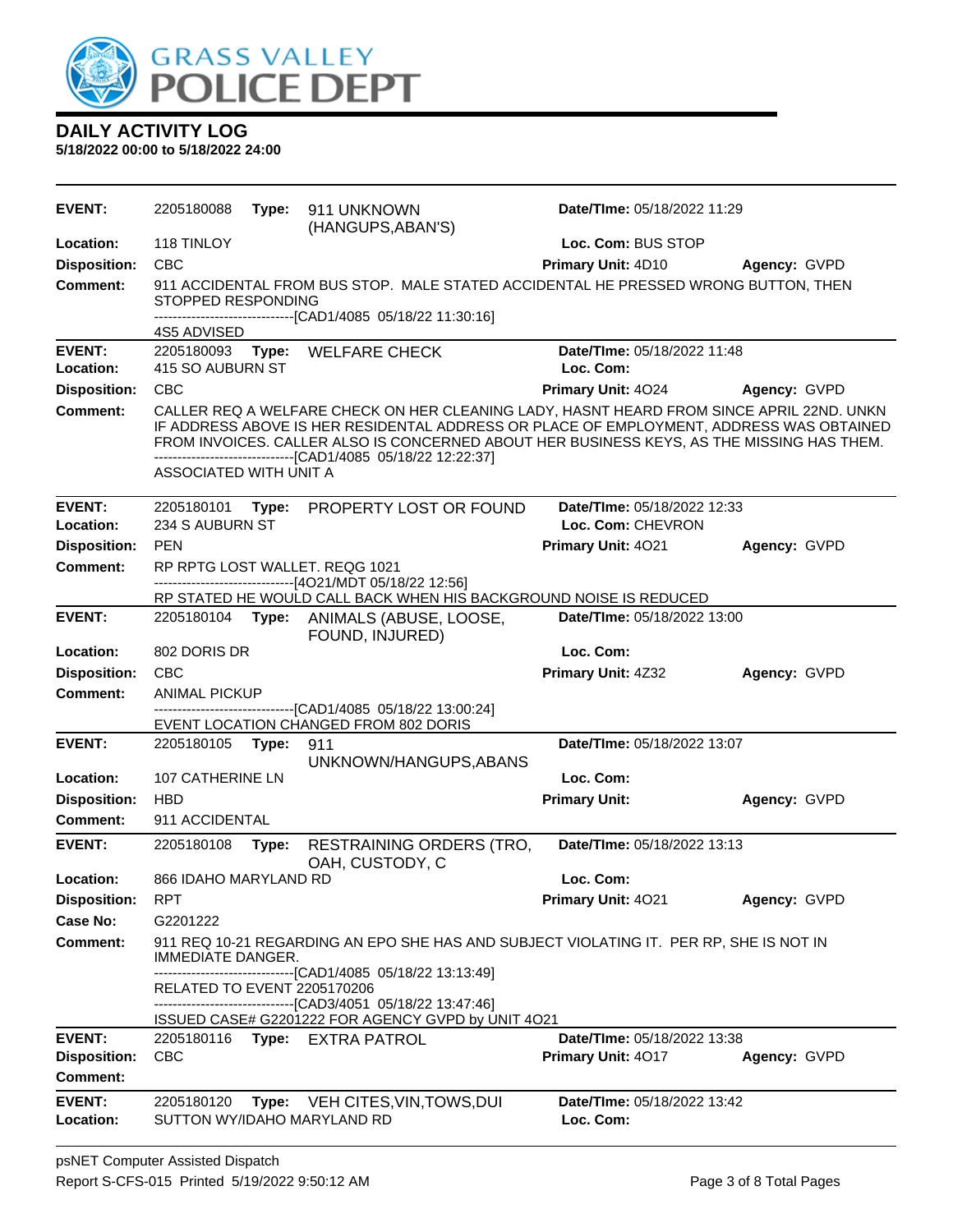# GRASS VALLEY POLICE DEPT

## DAILY ACTIVITY LOG

**5/18/2022 00:00 to 5/18/2022 24:00**

---

**EVENT:** 2205180088 **Type:** 911 UNKNOWN (HANGUPS,ABAN'S) **Date/TIme:** 05/18/2022 11:29
**Location:** 118 TINLOY **Loc. Com:** BUS STOP
**Disposition:** CBC **Primary Unit:** 4D10 **Agency:** GVPD
**Comment:** 911 ACCIDENTAL FROM BUS STOP. MALE STATED ACCIDENTAL HE PRESSED WRONG BUTTON, THEN STOPPED RESPONDING
------------------------------[CAD1/4085 05/18/22 11:30:16]
4S5 ADVISED

---

**EVENT:** 2205180093 **Type:** WELFARE CHECK **Date/TIme:** 05/18/2022 11:48
**Location:** 415 SO AUBURN ST **Loc. Com:**
**Disposition:** CBC **Primary Unit:** 4O24 **Agency:** GVPD
**Comment:** CALLER REQ A WELFARE CHECK ON HER CLEANING LADY, HASNT HEARD FROM SINCE APRIL 22ND. UNKN IF ADDRESS ABOVE IS HER RESIDENTAL ADDRESS OR PLACE OF EMPLOYMENT, ADDRESS WAS OBTAINED FROM INVOICES. CALLER ALSO IS CONCERNED ABOUT HER BUSINESS KEYS, AS THE MISSING HAS THEM.
------------------------------[CAD1/4085 05/18/22 12:22:37]
ASSOCIATED WITH UNIT A

---

**EVENT:** 2205180101 **Type:** PROPERTY LOST OR FOUND **Date/TIme:** 05/18/2022 12:33
**Location:** 234 S AUBURN ST **Loc. Com:** CHEVRON
**Disposition:** PEN **Primary Unit:** 4O21 **Agency:** GVPD
**Comment:** RP RPTG LOST WALLET. REQG 1021
------------------------------[4O21/MDT 05/18/22 12:56]
RP STATED HE WOULD CALL BACK WHEN HIS BACKGROUND NOISE IS REDUCED

---

**EVENT:** 2205180104 **Type:** ANIMALS (ABUSE, LOOSE, FOUND, INJURED) **Date/TIme:** 05/18/2022 13:00
**Location:** 802 DORIS DR **Loc. Com:**
**Disposition:** CBC **Primary Unit:** 4Z32 **Agency:** GVPD
**Comment:** ANIMAL PICKUP
------------------------------[CAD1/4085 05/18/22 13:00:24]
EVENT LOCATION CHANGED FROM 802 DORIS

---

**EVENT:** 2205180105 **Type:** 911 UNKNOWN/HANGUPS,ABANS **Date/TIme:** 05/18/2022 13:07
**Location:** 107 CATHERINE LN **Loc. Com:**
**Disposition:** HBD **Primary Unit:** **Agency:** GVPD
**Comment:** 911 ACCIDENTAL

---

**EVENT:** 2205180108 **Type:** RESTRAINING ORDERS (TRO, OAH, CUSTODY, C **Date/TIme:** 05/18/2022 13:13
**Location:** 866 IDAHO MARYLAND RD **Loc. Com:**
**Disposition:** RPT **Primary Unit:** 4O21 **Agency:** GVPD
**Case No:** G2201222
**Comment:** 911 REQ 10-21 REGARDING AN EPO SHE HAS AND SUBJECT VIOLATING IT. PER RP, SHE IS NOT IN IMMEDIATE DANGER.
------------------------------[CAD1/4085 05/18/22 13:13:49]
RELATED TO EVENT 2205170206
------------------------------[CAD3/4051 05/18/22 13:47:46]
ISSUED CASE# G2201222 FOR AGENCY GVPD by UNIT 4O21

---

**EVENT:** 2205180116 **Type:** EXTRA PATROL **Date/TIme:** 05/18/2022 13:38
**Disposition:** CBC **Primary Unit:** 4O17 **Agency:** GVPD
**Comment:**

---

**EVENT:** 2205180120 **Type:** VEH CITES,VIN,TOWS,DUI **Date/TIme:** 05/18/2022 13:42
**Location:** SUTTON WY/IDAHO MARYLAND RD **Loc. Com:**

---

psNET Computer Assisted Dispatch
Report S-CFS-015 Printed 5/19/2022 9:50:12 AM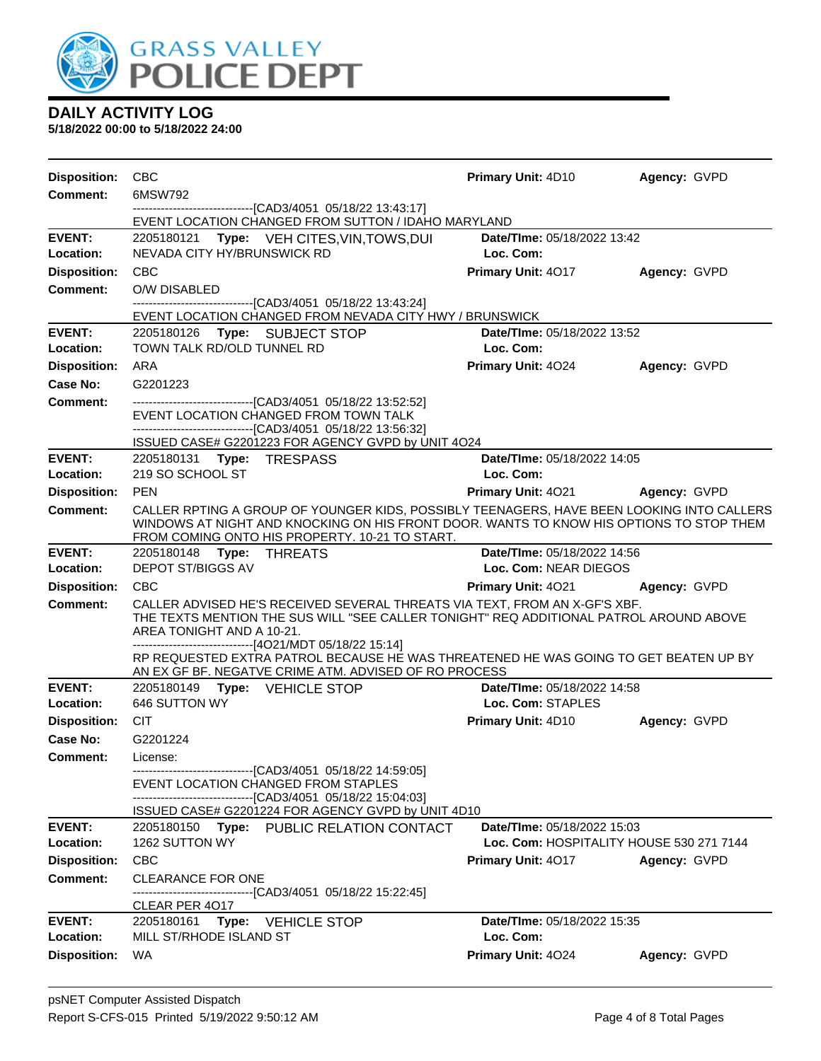# GRASS VALLEY POLICE DEPT

## DAILY ACTIVITY LOG

**5/18/2022 00:00 to 5/18/2022 24:00**

**Disposition:** CBC **Primary Unit:** 4D10 **Agency:** GVPD
**Comment:** 6MSW792
------------------------------[CAD3/4051 05/18/22 13:43:17]
EVENT LOCATION CHANGED FROM SUTTON / IDAHO MARYLAND

---

**EVENT:** 2205180121 **Type:** VEH CITES,VIN,TOWS,DUI **Date/TIme:** 05/18/2022 13:42
**Location:** NEVADA CITY HY/BRUNSWICK RD **Loc. Com:**
**Disposition:** CBC **Primary Unit:** 4O17 **Agency:** GVPD
**Comment:** O/W DISABLED
------------------------------[CAD3/4051 05/18/22 13:43:24]
EVENT LOCATION CHANGED FROM NEVADA CITY HWY / BRUNSWICK

---

**EVENT:** 2205180126 **Type:** SUBJECT STOP **Date/TIme:** 05/18/2022 13:52
**Location:** TOWN TALK RD/OLD TUNNEL RD **Loc. Com:**
**Disposition:** ARA **Primary Unit:** 4O24 **Agency:** GVPD
**Case No:** G2201223
**Comment:**
------------------------------[CAD3/4051 05/18/22 13:52:52]
EVENT LOCATION CHANGED FROM TOWN TALK
------------------------------[CAD3/4051 05/18/22 13:56:32]
ISSUED CASE# G2201223 FOR AGENCY GVPD by UNIT 4O24

---

**EVENT:** 2205180131 **Type:** TRESPASS **Date/TIme:** 05/18/2022 14:05
**Location:** 219 SO SCHOOL ST **Loc. Com:**
**Disposition:** PEN **Primary Unit:** 4O21 **Agency:** GVPD
**Comment:** CALLER RPTING A GROUP OF YOUNGER KIDS, POSSIBLY TEENAGERS, HAVE BEEN LOOKING INTO CALLERS WINDOWS AT NIGHT AND KNOCKING ON HIS FRONT DOOR. WANTS TO KNOW HIS OPTIONS TO STOP THEM FROM COMING ONTO HIS PROPERTY. 10-21 TO START.

---

**EVENT:** 2205180148 **Type:** THREATS **Date/TIme:** 05/18/2022 14:56
**Location:** DEPOT ST/BIGGS AV **Loc. Com:** NEAR DIEGOS
**Disposition:** CBC **Primary Unit:** 4O21 **Agency:** GVPD
**Comment:** CALLER ADVISED HE'S RECEIVED SEVERAL THREATS VIA TEXT, FROM AN X-GF'S XBF. THE TEXTS MENTION THE SUS WILL "SEE CALLER TONIGHT" REQ ADDITIONAL PATROL AROUND ABOVE AREA TONIGHT AND A 10-21.
------------------------------[4O21/MDT 05/18/22 15:14]
RP REQUESTED EXTRA PATROL BECAUSE HE WAS THREATENED HE WAS GOING TO GET BEATEN UP BY AN EX GF BF. NEGATVE CRIME ATM. ADVISED OF RO PROCESS

---

**EVENT:** 2205180149 **Type:** VEHICLE STOP **Date/TIme:** 05/18/2022 14:58
**Location:** 646 SUTTON WY **Loc. Com:** STAPLES
**Disposition:** CIT **Primary Unit:** 4D10 **Agency:** GVPD
**Case No:** G2201224
**Comment:** License:
------------------------------[CAD3/4051 05/18/22 14:59:05]
EVENT LOCATION CHANGED FROM STAPLES
------------------------------[CAD3/4051 05/18/22 15:04:03]
ISSUED CASE# G2201224 FOR AGENCY GVPD by UNIT 4D10

---

**EVENT:** 2205180150 **Type:** PUBLIC RELATION CONTACT **Date/TIme:** 05/18/2022 15:03
**Location:** 1262 SUTTON WY **Loc. Com:** HOSPITALITY HOUSE 530 271 7144
**Disposition:** CBC **Primary Unit:** 4O17 **Agency:** GVPD
**Comment:** CLEARANCE FOR ONE
------------------------------[CAD3/4051 05/18/22 15:22:45]
CLEAR PER 4O17

---

**EVENT:** 2205180161 **Type:** VEHICLE STOP **Date/TIme:** 05/18/2022 15:35
**Location:** MILL ST/RHODE ISLAND ST **Loc. Com:**
**Disposition:** WA **Primary Unit:** 4O24 **Agency:** GVPD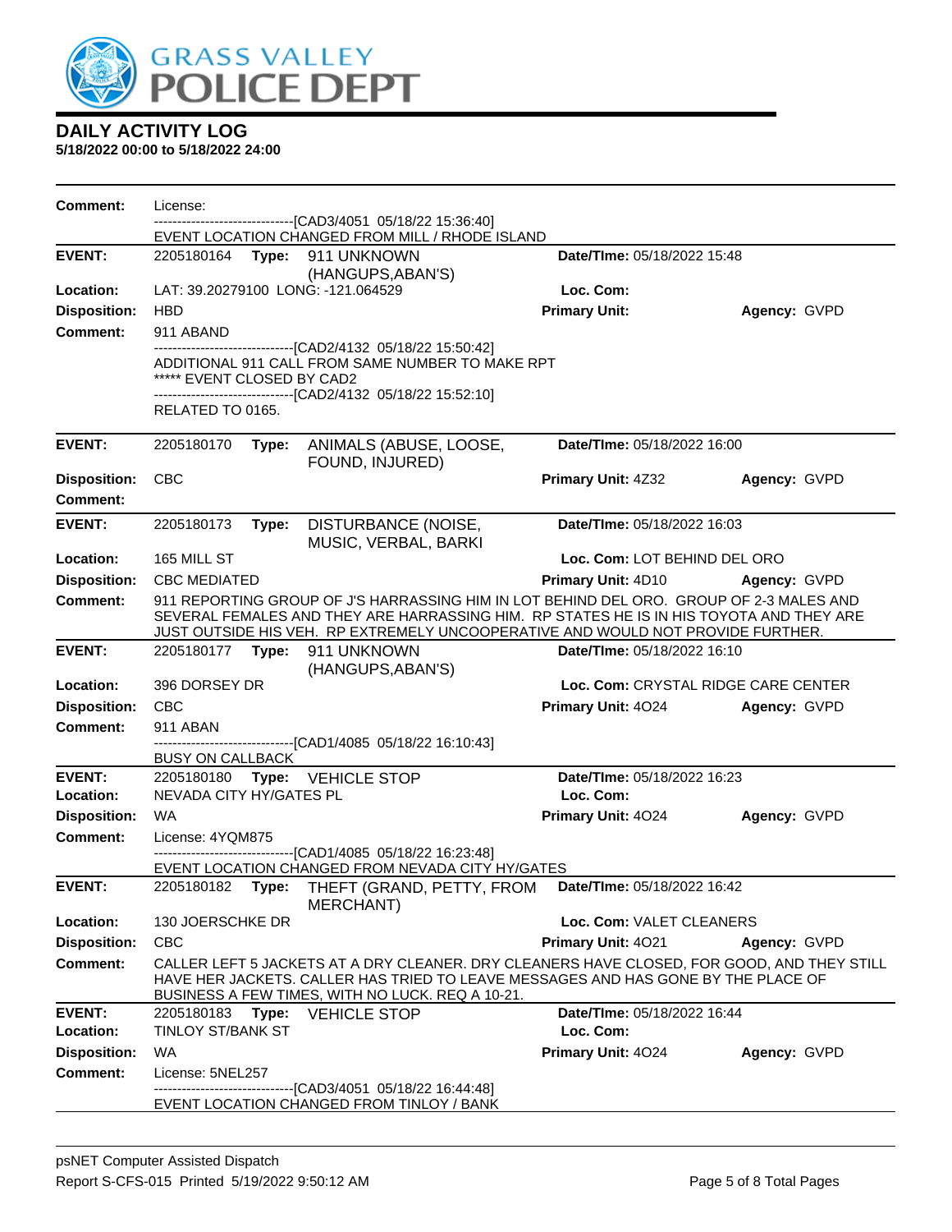# DAILY ACTIVITY LOG

**5/18/2022 00:00 to 5/18/2022 24:00**

**Comment:** License:

------------------------------[CAD3/4051 05/18/22 15:36:40]

EVENT LOCATION CHANGED FROM MILL / RHODE ISLAND

---

**EVENT:** 2205180164 **Type:** 911 UNKNOWN (HANGUPS,ABAN'S) **Date/TIme:** 05/18/2022 15:48

**Location:** LAT: 39.20279100 LONG: -121.064529 **Loc. Com:**

**Disposition:** HBD **Primary Unit:** **Agency:** GVPD

**Comment:** 911 ABAND

------------------------------[CAD2/4132 05/18/22 15:50:42]

ADDITIONAL 911 CALL FROM SAME NUMBER TO MAKE RPT

***** EVENT CLOSED BY CAD2

------------------------------[CAD2/4132 05/18/22 15:52:10]

RELATED TO 0165.

---

**EVENT:** 2205180170 **Type:** ANIMALS (ABUSE, LOOSE, FOUND, INJURED) **Date/TIme:** 05/18/2022 16:00

**Disposition:** CBC **Primary Unit:** 4Z32 **Agency:** GVPD

**Comment:**

---

**EVENT:** 2205180173 **Type:** DISTURBANCE (NOISE, MUSIC, VERBAL, BARKI **Date/TIme:** 05/18/2022 16:03

**Location:** 165 MILL ST **Loc. Com:** LOT BEHIND DEL ORO

**Disposition:** CBC MEDIATED **Primary Unit:** 4D10 **Agency:** GVPD

**Comment:** 911 REPORTING GROUP OF J'S HARRASSING HIM IN LOT BEHIND DEL ORO. GROUP OF 2-3 MALES AND SEVERAL FEMALES AND THEY ARE HARRASSING HIM. RP STATES HE IS IN HIS TOYOTA AND THEY ARE JUST OUTSIDE HIS VEH. RP EXTREMELY UNCOOPERATIVE AND WOULD NOT PROVIDE FURTHER.

---

**EVENT:** 2205180177 **Type:** 911 UNKNOWN (HANGUPS,ABAN'S) **Date/TIme:** 05/18/2022 16:10

**Location:** 396 DORSEY DR **Loc. Com:** CRYSTAL RIDGE CARE CENTER

**Disposition:** CBC **Primary Unit:** 4O24 **Agency:** GVPD

**Comment:** 911 ABAN

------------------------------[CAD1/4085 05/18/22 16:10:43]

BUSY ON CALLBACK

---

**EVENT:** 2205180180 **Type:** VEHICLE STOP **Date/TIme:** 05/18/2022 16:23

**Location:** NEVADA CITY HY/GATES PL **Loc. Com:**

**Disposition:** WA **Primary Unit:** 4O24 **Agency:** GVPD

**Comment:** License: 4YQM875

------------------------------[CAD1/4085 05/18/22 16:23:48]

EVENT LOCATION CHANGED FROM NEVADA CITY HY/GATES

---

**EVENT:** 2205180182 **Type:** THEFT (GRAND, PETTY, FROM MERCHANT) **Date/TIme:** 05/18/2022 16:42

**Location:** 130 JOERSCHKE DR **Loc. Com:** VALET CLEANERS

**Disposition:** CBC **Primary Unit:** 4O21 **Agency:** GVPD

**Comment:** CALLER LEFT 5 JACKETS AT A DRY CLEANER. DRY CLEANERS HAVE CLOSED, FOR GOOD, AND THEY STILL HAVE HER JACKETS. CALLER HAS TRIED TO LEAVE MESSAGES AND HAS GONE BY THE PLACE OF BUSINESS A FEW TIMES, WITH NO LUCK. REQ A 10-21.

---

**EVENT:** 2205180183 **Type:** VEHICLE STOP **Date/TIme:** 05/18/2022 16:44

**Location:** TINLOY ST/BANK ST **Loc. Com:**

**Disposition:** WA **Primary Unit:** 4O24 **Agency:** GVPD

**Comment:** License: 5NEL257

------------------------------[CAD3/4051 05/18/22 16:44:48]

EVENT LOCATION CHANGED FROM TINLOY / BANK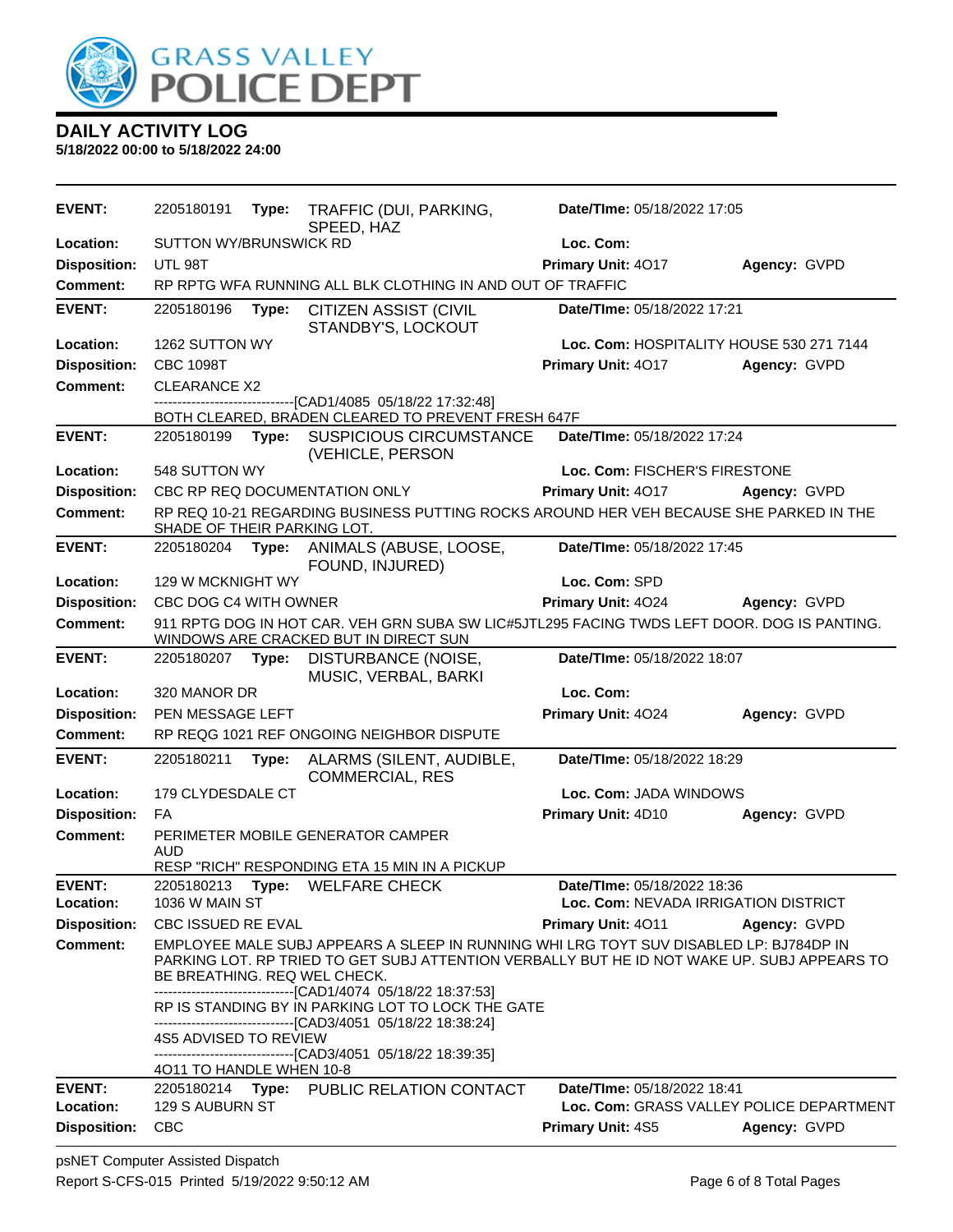# GRASS VALLEY POLICE DEPT

## DAILY ACTIVITY LOG

**5/18/2022 00:00 to 5/18/2022 24:00**

| | | | |
|---|---|---|---|
| **EVENT:** | 2205180191 **Type:** TRAFFIC (DUI, PARKING, SPEED, HAZ | **Date/TIme:** 05/18/2022 17:05 | |
| **Location:** | SUTTON WY/BRUNSWICK RD | **Loc. Com:** | |
| **Disposition:** | UTL 98T | **Primary Unit:** 4O17 | **Agency:** GVPD |
| **Comment:** | RP RPTG WFA RUNNING ALL BLK CLOTHING IN AND OUT OF TRAFFIC | | |

| | | | |
|---|---|---|---|
| **EVENT:** | 2205180196 **Type:** CITIZEN ASSIST (CIVIL STANDBY'S, LOCKOUT | **Date/TIme:** 05/18/2022 17:21 | |
| **Location:** | 1262 SUTTON WY | **Loc. Com:** HOSPITALITY HOUSE 530 271 7144 | |
| **Disposition:** | CBC 1098T | **Primary Unit:** 4O17 | **Agency:** GVPD |
| **Comment:** | CLEARANCE X2<br>------------------------------[CAD1/4085 05/18/22 17:32:48]<br>BOTH CLEARED, BRADEN CLEARED TO PREVENT FRESH 647F | | |

| | | | |
|---|---|---|---|
| **EVENT:** | 2205180199 **Type:** SUSPICIOUS CIRCUMSTANCE (VEHICLE, PERSON | **Date/TIme:** 05/18/2022 17:24 | |
| **Location:** | 548 SUTTON WY | **Loc. Com:** FISCHER'S FIRESTONE | |
| **Disposition:** | CBC RP REQ DOCUMENTATION ONLY | **Primary Unit:** 4O17 | **Agency:** GVPD |
| **Comment:** | RP REQ 10-21 REGARDING BUSINESS PUTTING ROCKS AROUND HER VEH BECAUSE SHE PARKED IN THE SHADE OF THEIR PARKING LOT. | | |

| | | | |
|---|---|---|---|
| **EVENT:** | 2205180204 **Type:** ANIMALS (ABUSE, LOOSE, FOUND, INJURED) | **Date/TIme:** 05/18/2022 17:45 | |
| **Location:** | 129 W MCKNIGHT WY | **Loc. Com:** SPD | |
| **Disposition:** | CBC DOG C4 WITH OWNER | **Primary Unit:** 4O24 | **Agency:** GVPD |
| **Comment:** | 911 RPTG DOG IN HOT CAR. VEH GRN SUBA SW LIC#5JTL295 FACING TWDS LEFT DOOR. DOG IS PANTING. WINDOWS ARE CRACKED BUT IN DIRECT SUN | | |

| | | | |
|---|---|---|---|
| **EVENT:** | 2205180207 **Type:** DISTURBANCE (NOISE, MUSIC, VERBAL, BARKI | **Date/TIme:** 05/18/2022 18:07 | |
| **Location:** | 320 MANOR DR | **Loc. Com:** | |
| **Disposition:** | PEN MESSAGE LEFT | **Primary Unit:** 4O24 | **Agency:** GVPD |
| **Comment:** | RP REQG 1021 REF ONGOING NEIGHBOR DISPUTE | | |

| | | | |
|---|---|---|---|
| **EVENT:** | 2205180211 **Type:** ALARMS (SILENT, AUDIBLE, COMMERCIAL, RES | **Date/TIme:** 05/18/2022 18:29 | |
| **Location:** | 179 CLYDESDALE CT | **Loc. Com:** JADA WINDOWS | |
| **Disposition:** | FA | **Primary Unit:** 4D10 | **Agency:** GVPD |
| **Comment:** | PERIMETER MOBILE GENERATOR CAMPER<br>AUD<br>RESP "RICH" RESPONDING ETA 15 MIN IN A PICKUP | | |

| | | | |
|---|---|---|---|
| **EVENT:** | 2205180213 **Type:** WELFARE CHECK | **Date/TIme:** 05/18/2022 18:36 | |
| **Location:** | 1036 W MAIN ST | **Loc. Com:** NEVADA IRRIGATION DISTRICT | |
| **Disposition:** | CBC ISSUED RE EVAL | **Primary Unit:** 4O11 | **Agency:** GVPD |
| **Comment:** | EMPLOYEE MALE SUBJ APPEARS A SLEEP IN RUNNING WHI LRG TOYT SUV DISABLED LP: BJ784DP IN PARKING LOT. RP TRIED TO GET SUBJ ATTENTION VERBALLY BUT HE ID NOT WAKE UP. SUBJ APPEARS TO BE BREATHING. REQ WEL CHECK.<br>------------------------------[CAD1/4074 05/18/22 18:37:53]<br>RP IS STANDING BY IN PARKING LOT TO LOCK THE GATE<br>------------------------------[CAD3/4051 05/18/22 18:38:24]<br>4S5 ADVISED TO REVIEW<br>------------------------------[CAD3/4051 05/18/22 18:39:35]<br>4O11 TO HANDLE WHEN 10-8 | | |

| | | | |
|---|---|---|---|
| **EVENT:** | 2205180214 **Type:** PUBLIC RELATION CONTACT | **Date/TIme:** 05/18/2022 18:41 | |
| **Location:** | 129 S AUBURN ST | **Loc. Com:** GRASS VALLEY POLICE DEPARTMENT | |
| **Disposition:** | CBC | **Primary Unit:** 4S5 | **Agency:** GVPD |

psNET Computer Assisted Dispatch
Report S-CFS-015 Printed 5/19/2022 9:50:12 AM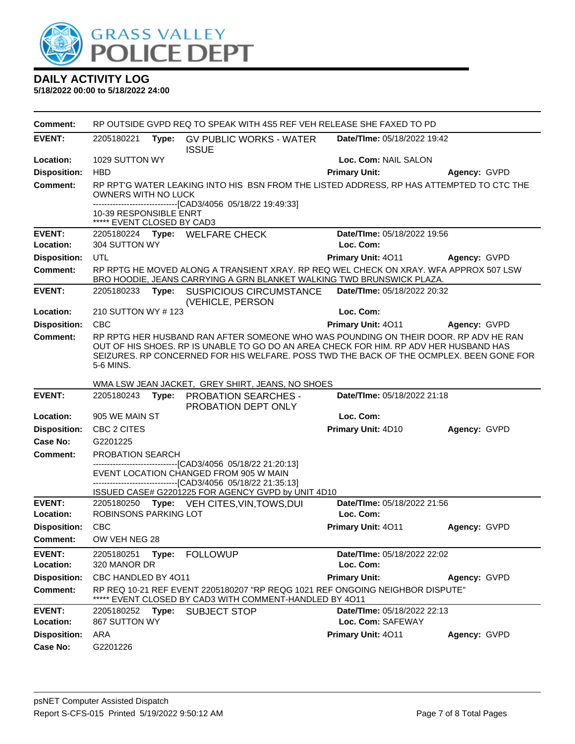# DAILY ACTIVITY LOG

**5/18/2022 00:00 to 5/18/2022 24:00**

**Comment:** RP OUTSIDE GVPD REQ TO SPEAK WITH 4S5 REF VEH RELEASE SHE FAXED TO PD

---

**EVENT:** 2205180221 **Type:** GV PUBLIC WORKS - WATER ISSUE **Date/TIme:** 05/18/2022 19:42
**Location:** 1029 SUTTON WY **Loc. Com:** NAIL SALON
**Disposition:** HBD **Primary Unit:** **Agency:** GVPD
**Comment:** RP RPT'G WATER LEAKING INTO HIS BSN FROM THE LISTED ADDRESS, RP HAS ATTEMPTED TO CTC THE OWNERS WITH NO LUCK
------------------------------[CAD3/4056 05/18/22 19:49:33]
10-39 RESPONSIBLE ENRT
***** EVENT CLOSED BY CAD3

---

**EVENT:** 2205180224 **Type:** WELFARE CHECK **Date/TIme:** 05/18/2022 19:56
**Location:** 304 SUTTON WY **Loc. Com:**
**Disposition:** UTL **Primary Unit:** 4O11 **Agency:** GVPD
**Comment:** RP RPTG HE MOVED ALONG A TRANSIENT XRAY. RP REQ WEL CHECK ON XRAY. WFA APPROX 507 LSW BRO HOODIE, JEANS CARRYING A GRN BLANKET WALKING TWD BRUNSWICK PLAZA.

---

**EVENT:** 2205180233 **Type:** SUSPICIOUS CIRCUMSTANCE (VEHICLE, PERSON **Date/TIme:** 05/18/2022 20:32
**Location:** 210 SUTTON WY # 123 **Loc. Com:**
**Disposition:** CBC **Primary Unit:** 4O11 **Agency:** GVPD
**Comment:** RP RPTG HER HUSBAND RAN AFTER SOMEONE WHO WAS POUNDING ON THEIR DOOR. RP ADV HE RAN OUT OF HIS SHOES. RP IS UNABLE TO GO DO AN AREA CHECK FOR HIM. RP ADV HER HUSBAND HAS SEIZURES. RP CONCERNED FOR HIS WELFARE. POSS TWD THE BACK OF THE OCMPLEX. BEEN GONE FOR 5-6 MINS.

WMA LSW JEAN JACKET, GREY SHIRT, JEANS, NO SHOES

---

**EVENT:** 2205180243 **Type:** PROBATION SEARCHES - PROBATION DEPT ONLY **Date/TIme:** 05/18/2022 21:18
**Location:** 905 WE MAIN ST **Loc. Com:**
**Disposition:** CBC 2 CITES **Primary Unit:** 4D10 **Agency:** GVPD
**Case No:** G2201225
**Comment:** PROBATION SEARCH
------------------------------[CAD3/4056 05/18/22 21:20:13]
EVENT LOCATION CHANGED FROM 905 W MAIN
------------------------------[CAD3/4056 05/18/22 21:35:13]
ISSUED CASE# G2201225 FOR AGENCY GVPD by UNIT 4D10

---

**EVENT:** 2205180250 **Type:** VEH CITES,VIN,TOWS,DUI **Date/TIme:** 05/18/2022 21:56
**Location:** ROBINSONS PARKING LOT **Loc. Com:**
**Disposition:** CBC **Primary Unit:** 4O11 **Agency:** GVPD
**Comment:** OW VEH NEG 28

---

**EVENT:** 2205180251 **Type:** FOLLOWUP **Date/TIme:** 05/18/2022 22:02
**Location:** 320 MANOR DR **Loc. Com:**
**Disposition:** CBC HANDLED BY 4O11 **Primary Unit:** **Agency:** GVPD
**Comment:** RP REQ 10-21 REF EVENT 2205180207 "RP REQG 1021 REF ONGOING NEIGHBOR DISPUTE"
***** EVENT CLOSED BY CAD3 WITH COMMENT-HANDLED BY 4O11

---

**EVENT:** 2205180252 **Type:** SUBJECT STOP **Date/TIme:** 05/18/2022 22:13
**Location:** 867 SUTTON WY **Loc. Com:** SAFEWAY
**Disposition:** ARA **Primary Unit:** 4O11 **Agency:** GVPD
**Case No:** G2201226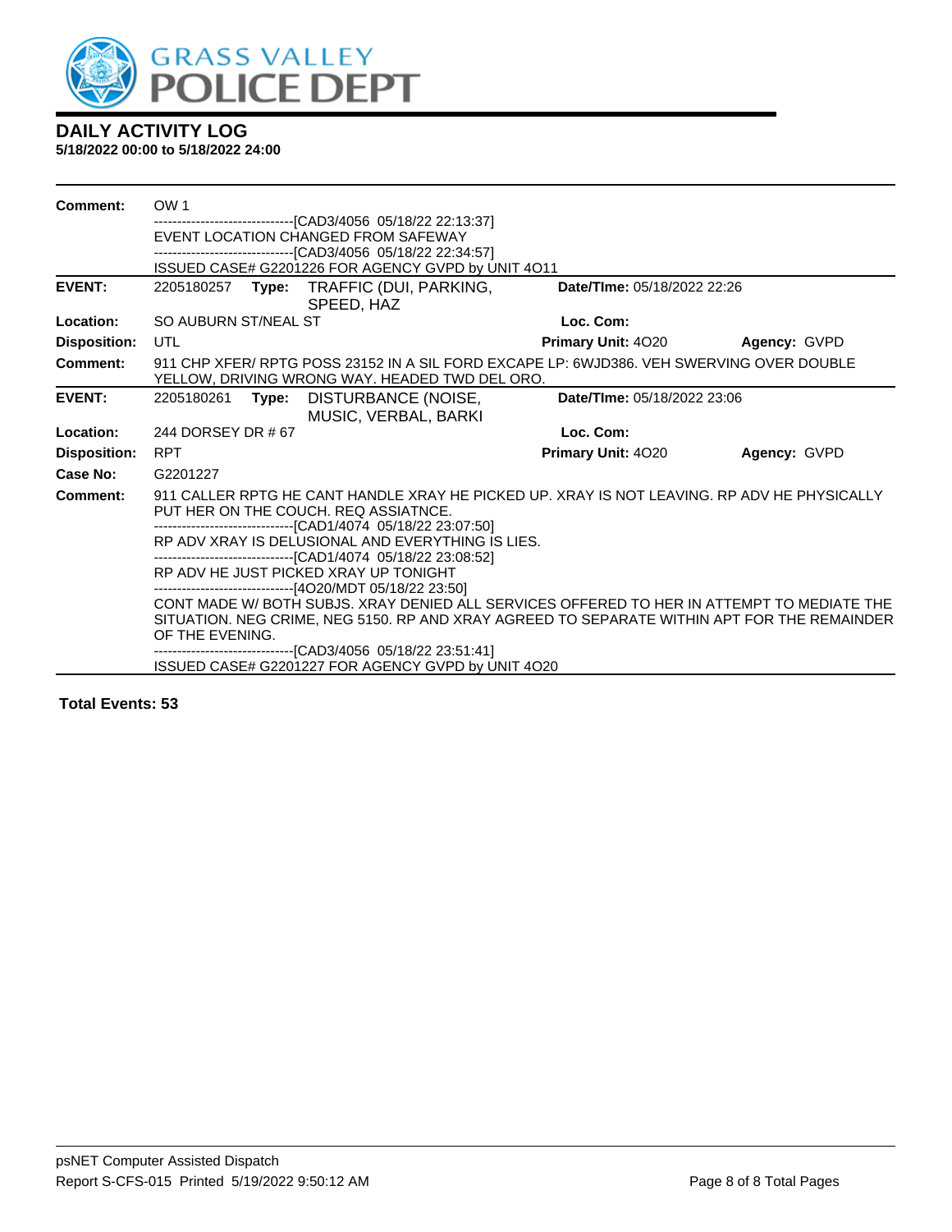## DAILY ACTIVITY LOG

**5/18/2022 00:00 to 5/18/2022 24:00**

| | | | |
|---|---|---|---|
| **Comment:** | OW 1<br>------------------------------[CAD3/4056 05/18/22 22:13:37]<br>EVENT LOCATION CHANGED FROM SAFEWAY<br>------------------------------[CAD3/4056 05/18/22 22:34:57]<br>ISSUED CASE# G2201226 FOR AGENCY GVPD by UNIT 4O11 | | |
| **EVENT:** | 2205180257 **Type:** TRAFFIC (DUI, PARKING, SPEED, HAZ | **Date/TIme:** 05/18/2022 22:26 | |
| **Location:** | SO AUBURN ST/NEAL ST | **Loc. Com:** | |
| **Disposition:** | UTL | **Primary Unit:** 4O20 | **Agency:** GVPD |
| **Comment:** | 911 CHP XFER/ RPTG POSS 23152 IN A SIL FORD EXCAPE LP: 6WJD386. VEH SWERVING OVER DOUBLE YELLOW, DRIVING WRONG WAY. HEADED TWD DEL ORO. | | |
| **EVENT:** | 2205180261 **Type:** DISTURBANCE (NOISE, MUSIC, VERBAL, BARKI | **Date/TIme:** 05/18/2022 23:06 | |
| **Location:** | 244 DORSEY DR # 67 | **Loc. Com:** | |
| **Disposition:** | RPT | **Primary Unit:** 4O20 | **Agency:** GVPD |
| **Case No:** | G2201227 | | |
| **Comment:** | 911 CALLER RPTG HE CANT HANDLE XRAY HE PICKED UP. XRAY IS NOT LEAVING. RP ADV HE PHYSICALLY PUT HER ON THE COUCH. REQ ASSIATNCE.<br>------------------------------[CAD1/4074 05/18/22 23:07:50]<br>RP ADV XRAY IS DELUSIONAL AND EVERYTHING IS LIES.<br>------------------------------[CAD1/4074 05/18/22 23:08:52]<br>RP ADV HE JUST PICKED XRAY UP TONIGHT<br>------------------------------[4O20/MDT 05/18/22 23:50]<br>CONT MADE W/ BOTH SUBJS. XRAY DENIED ALL SERVICES OFFERED TO HER IN ATTEMPT TO MEDIATE THE SITUATION. NEG CRIME, NEG 5150. RP AND XRAY AGREED TO SEPARATE WITHIN APT FOR THE REMAINDER OF THE EVENING.<br>------------------------------[CAD3/4056 05/18/22 23:51:41]<br>ISSUED CASE# G2201227 FOR AGENCY GVPD by UNIT 4O20 | | |

**Total Events: 53**

psNET Computer Assisted Dispatch
Report S-CFS-015 Printed 5/19/2022 9:50:12 AM